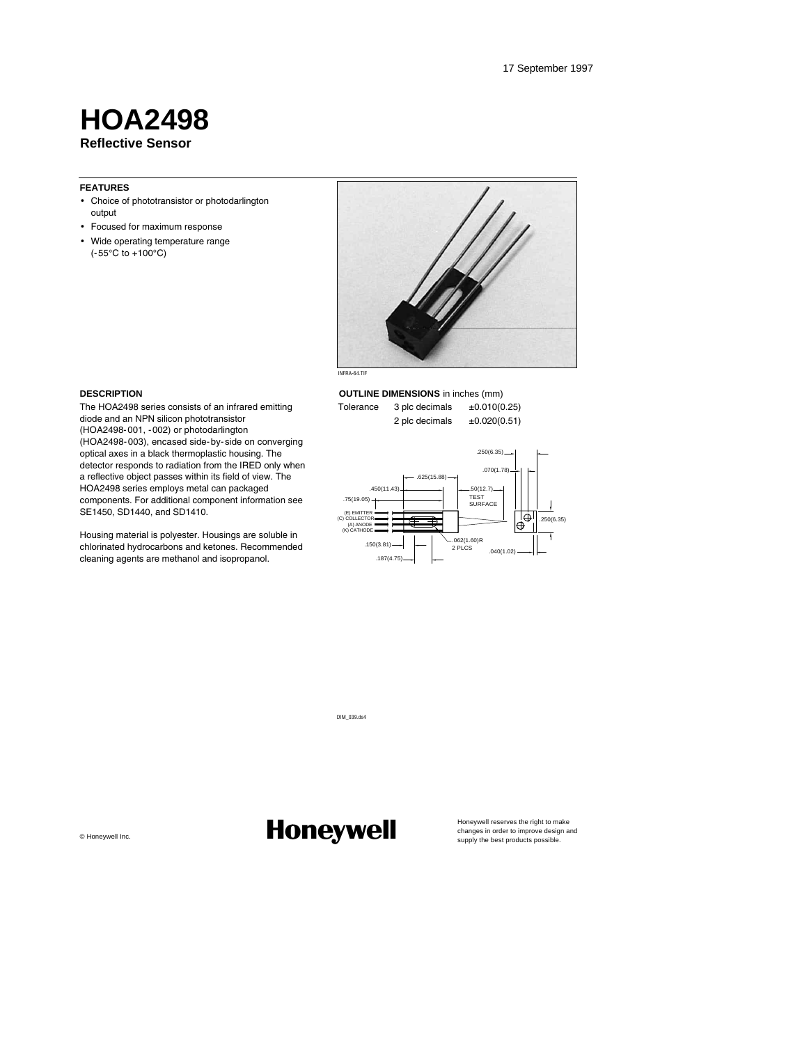17 September 1997

# HOA2498

**Reflective Sensor**

### FEATURES

- Choice of phototransistor or photodarlington output
- Focused for maximum response
- Wide operating temperature range (-55°C to +100°C)

INFRA-64.TIF

### DESCRIPTION

The HOA2498 series consists of an infrared emitting diode and an NPN silicon phototransistor (HOA2498-001, -002) or photodarlington (HOA2498-003), encased side-by-side on converging optical axes in a black thermoplastic housing. The detector responds to radiation from the IRED only when a reflective object passes within its field of view. The HOA2498 series employs metal can packaged components. For additional component information see SE1450, SD1440, and SD1410.

Housing material is polyester. Housings are soluble in chlorinated hydrocarbons and ketones. Recommended cleaning agents are methanol and isopropanol.

### OUTLINE DIMENSIONS in inches (mm)

| Tolerance | 3 plc decimals | ±0.010(0.25) |
|---|---|---|
| | 2 plc decimals | ±0.020(0.51) |

.250(6.35)
.070(1.78)
.625(15.88)
.450(11.43)
.50(12.7) TEST SURFACE
.75(19.05)
(E) EMITTER
(C) COLLECTOR
(A) ANODE
(K) CATHODE
.250(6.35)
.062(1.60)R 2 PLCS
.150(3.81)
.040(1.02)
.187(4.75)

DIM_039.ds4

© Honeywell Inc.

Honeywell

Honeywell reserves the right to make changes in order to improve design and supply the best products possible.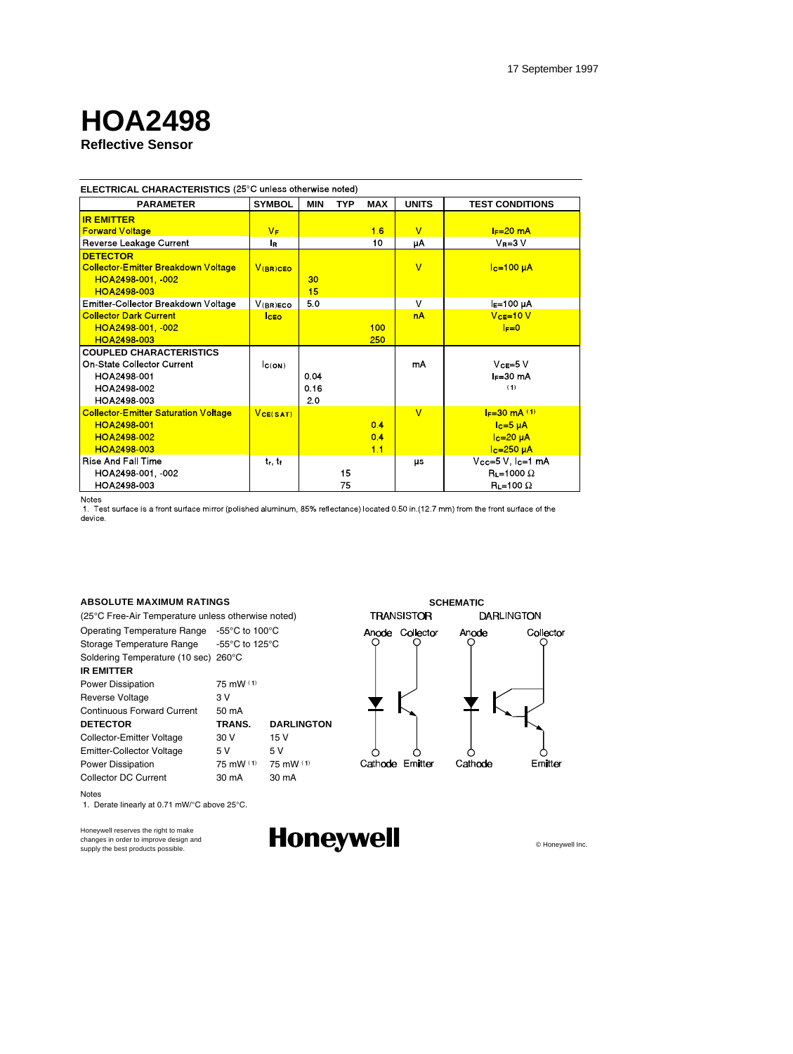17 September 1997

# HOA2498

**Reflective Sensor**

**ELECTRICAL CHARACTERISTICS** (25°C unless otherwise noted)

| PARAMETER | SYMBOL | MIN | TYP | MAX | UNITS | TEST CONDITIONS |
|---|---|---|---|---|---|---|
| **IR EMITTER** | | | | | | |
| Forward Voltage | $V_F$ | | | 1.6 | V | $I_F$=20 mA |
| Reverse Leakage Current | $I_R$ | | | 10 | µA | $V_R$=3 V |
| **DETECTOR** | | | | | | |
| Collector-Emitter Breakdown Voltage | $V_{(BR)CEO}$ | | | | V | $I_C$=100 µA |
| HOA2498-001, -002 | | 30 | | | | |
| HOA2498-003 | | 15 | | | | |
| Emitter-Collector Breakdown Voltage | $V_{(BR)ECO}$ | 5.0 | | | V | $I_E$=100 µA |
| Collector Dark Current | $I_{CEO}$ | | | | nA | $V_{CE}$=10 V, $I_F$=0 |
| HOA2498-001, -002 | | | | 100 | | |
| HOA2498-003 | | | | 250 | | |
| **COUPLED CHARACTERISTICS** | | | | | | |
| On-State Collector Current | $I_{C(ON)}$ | | | | mA | $V_{CE}$=5 V, $I_F$=30 mA (1) |
| HOA2498-001 | | 0.04 | | | | |
| HOA2498-002 | | 0.16 | | | | |
| HOA2498-003 | | 2.0 | | | | |
| Collector-Emitter Saturation Voltage | $V_{CE(SAT)}$ | | | | V | $I_F$=30 mA (1) |
| HOA2498-001 | | | | 0.4 | | $I_C$=5 µA |
| HOA2498-002 | | | | 0.4 | | $I_C$=20 µA |
| HOA2498-003 | | | | 1.1 | | $I_C$=250 µA |
| Rise And Fall Time | $t_r$, $t_f$ | | | | µs | $V_{CC}$=5 V, $I_C$=1 mA |
| HOA2498-001, -002 | | | 15 | | | $R_L$=1000 Ω |
| HOA2498-003 | | | 75 | | | $R_L$=100 Ω |

Notes
1. Test surface is a front surface mirror (polished aluminum, 85% reflectance) located 0.50 in.(12.7 mm) from the front surface of the device.

**ABSOLUTE MAXIMUM RATINGS**
(25°C Free-Air Temperature unless otherwise noted)

| | | |
|---|---|---|
| Operating Temperature Range | -55°C to 100°C | |
| Storage Temperature Range | -55°C to 125°C | |
| Soldering Temperature (10 sec) | 260°C | |
| **IR EMITTER** | | |
| Power Dissipation | 75 mW (1) | |
| Reverse Voltage | 3 V | |
| Continuous Forward Current | 50 mA | |
| **DETECTOR** | **TRANS.** | **DARLINGTON** |
| Collector-Emitter Voltage | 30 V | 15 V |
| Emitter-Collector Voltage | 5 V | 5 V |
| Power Dissipation | 75 mW (1) | 75 mW (1) |
| Collector DC Current | 30 mA | 30 mA |

Notes
1. Derate linearly at 0.71 mW/°C above 25°C.

**SCHEMATIC**

TRANSISTOR: Anode, Collector, Cathode, Emitter

DARLINGTON: Anode, Collector, Cathode, Emitter

Honeywell reserves the right to make changes in order to improve design and supply the best products possible.

Honeywell

© Honeywell Inc.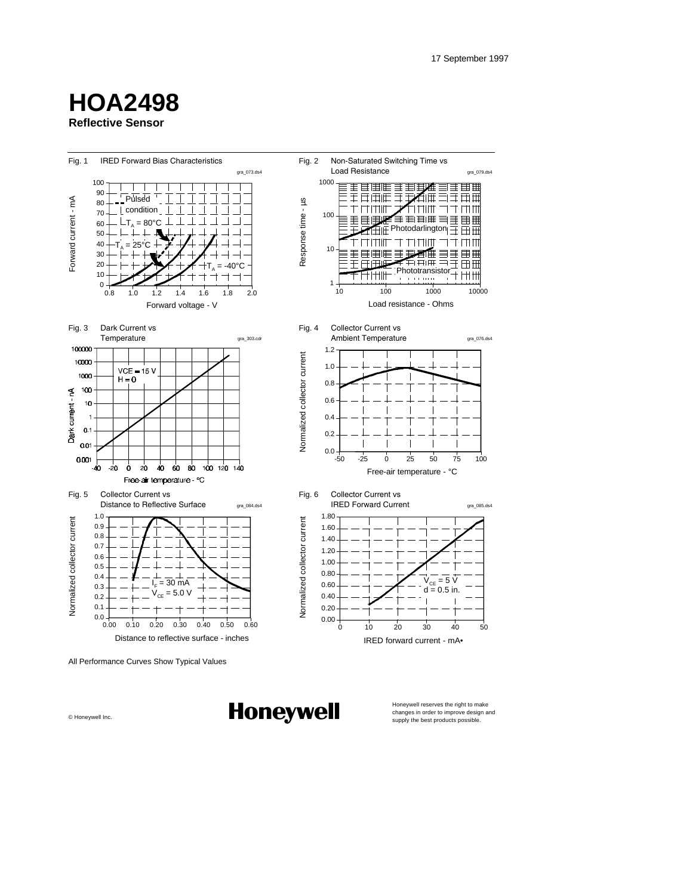# HOA2498

**Reflective Sensor**

Fig. 1 IRED Forward Bias Characteristics

Fig. 2 Non-Saturated Switching Time vs Load Resistance

Fig. 3 Dark Current vs Temperature

Fig. 4 Collector Current vs Ambient Temperature

Fig. 5 Collector Current vs Distance to Reflective Surface

Fig. 6 Collector Current vs IRED Forward Current

All Performance Curves Show Typical Values

© Honeywell Inc.

**Honeywell**

Honeywell reserves the right to make changes in order to improve design and supply the best products possible.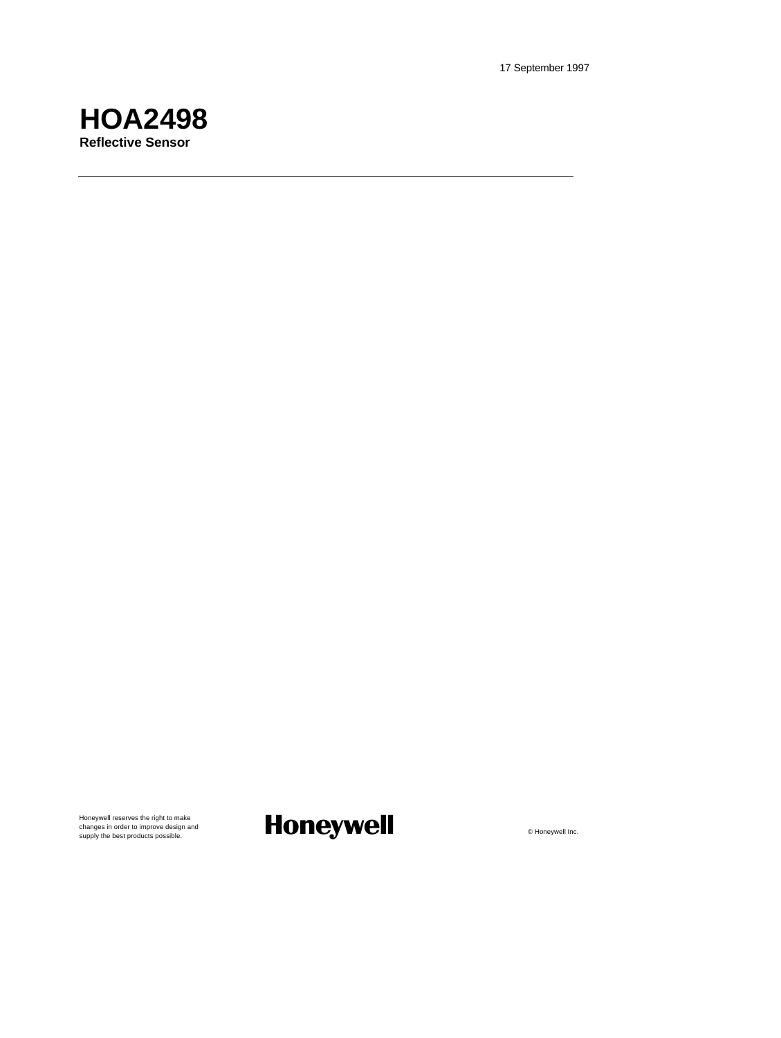17 September 1997

# HOA2498

**Reflective Sensor**

---

Honeywell reserves the right to make changes in order to improve design and supply the best products possible.

**Honeywell**

© Honeywell Inc.